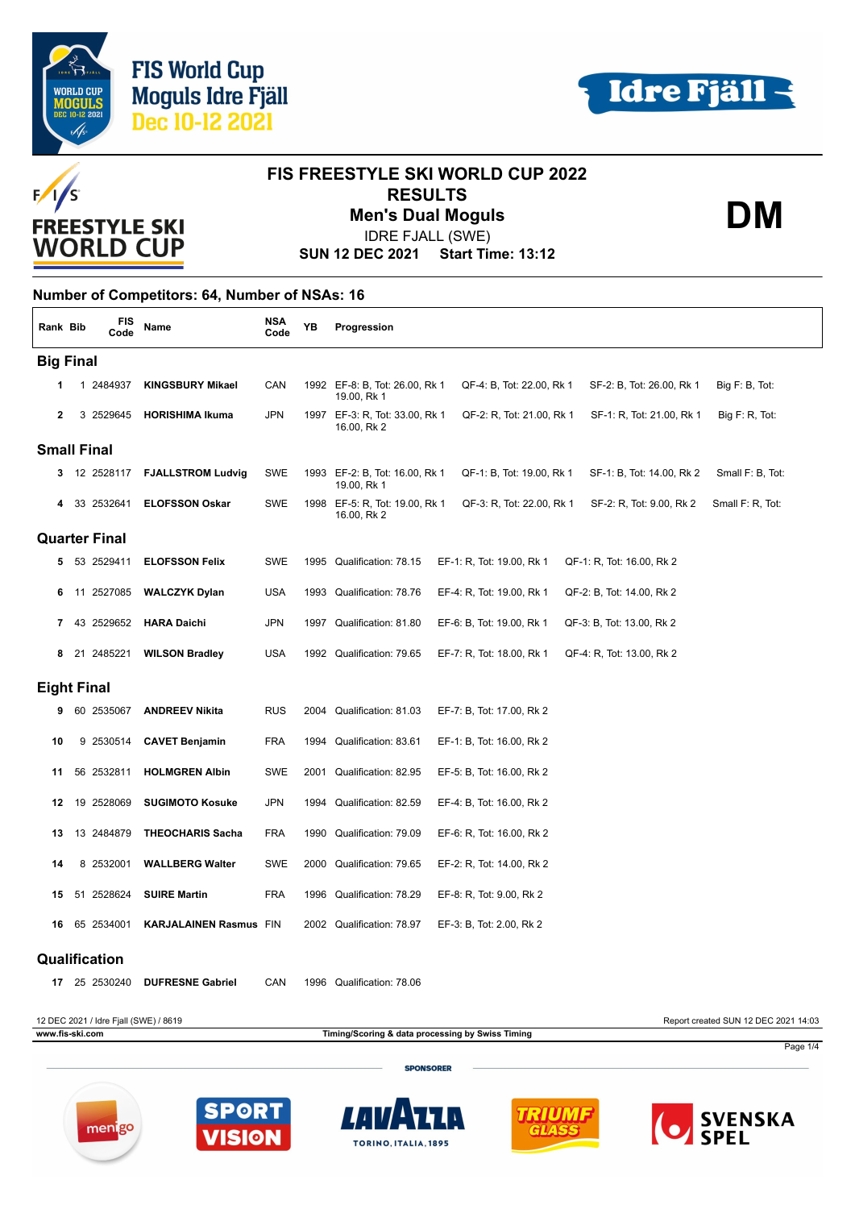FIS World Cup
Moguls Idre Fjäll
Dec 10-12 2021

# FIS FREESTYLE SKI WORLD CUP 2022

## RESULTS

## Men's Dual Moguls

**DM**

IDRE FJALL (SWE)

**SUN 12 DEC 2021 Start Time: 13:12**

### Number of Competitors: 64, Number of NSAs: 16

| Rank | Bib | FIS Code | Name | NSA Code | YB | Progression | | | |
|---|---|---|---|---|---|---|---|---|---|
| **Big Final** | | | | | | | | | |
| 1 | 1 | 2484937 | **KINGSBURY Mikael** | CAN | 1992 | EF-8: B, Tot: 26.00, Rk 1 19.00, Rk 1 | QF-4: B, Tot: 22.00, Rk 1 | SF-2: B, Tot: 26.00, Rk 1 | Big F: B, Tot: |
| 2 | 3 | 2529645 | **HORISHIMA Ikuma** | JPN | 1997 | EF-3: R, Tot: 33.00, Rk 1 16.00, Rk 2 | QF-2: R, Tot: 21.00, Rk 1 | SF-1: R, Tot: 21.00, Rk 1 | Big F: R, Tot: |
| **Small Final** | | | | | | | | | |
| 3 | 12 | 2528117 | **FJALLSTROM Ludvig** | SWE | 1993 | EF-2: B, Tot: 16.00, Rk 1 19.00, Rk 1 | QF-1: B, Tot: 19.00, Rk 1 | SF-1: B, Tot: 14.00, Rk 2 | Small F: B, Tot: |
| 4 | 33 | 2532641 | **ELOFSSON Oskar** | SWE | 1998 | EF-5: R, Tot: 19.00, Rk 1 16.00, Rk 2 | QF-3: R, Tot: 22.00, Rk 1 | SF-2: R, Tot: 9.00, Rk 2 | Small F: R, Tot: |
| **Quarter Final** | | | | | | | | | |
| 5 | 53 | 2529411 | **ELOFSSON Felix** | SWE | 1995 | Qualification: 78.15 | EF-1: R, Tot: 19.00, Rk 1 | QF-1: R, Tot: 16.00, Rk 2 | |
| 6 | 11 | 2527085 | **WALCZYK Dylan** | USA | 1993 | Qualification: 78.76 | EF-4: R, Tot: 19.00, Rk 1 | QF-2: B, Tot: 14.00, Rk 2 | |
| 7 | 43 | 2529652 | **HARA Daichi** | JPN | 1997 | Qualification: 81.80 | EF-6: B, Tot: 19.00, Rk 1 | QF-3: B, Tot: 13.00, Rk 2 | |
| 8 | 21 | 2485221 | **WILSON Bradley** | USA | 1992 | Qualification: 79.65 | EF-7: R, Tot: 18.00, Rk 1 | QF-4: R, Tot: 13.00, Rk 2 | |
| **Eight Final** | | | | | | | | | |
| 9 | 60 | 2535067 | **ANDREEV Nikita** | RUS | 2004 | Qualification: 81.03 | EF-7: B, Tot: 17.00, Rk 2 | | |
| 10 | 9 | 2530514 | **CAVET Benjamin** | FRA | 1994 | Qualification: 83.61 | EF-1: B, Tot: 16.00, Rk 2 | | |
| 11 | 56 | 2532811 | **HOLMGREN Albin** | SWE | 2001 | Qualification: 82.95 | EF-5: B, Tot: 16.00, Rk 2 | | |
| 12 | 19 | 2528069 | **SUGIMOTO Kosuke** | JPN | 1994 | Qualification: 82.59 | EF-4: B, Tot: 16.00, Rk 2 | | |
| 13 | 13 | 2484879 | **THEOCHARIS Sacha** | FRA | 1990 | Qualification: 79.09 | EF-6: R, Tot: 16.00, Rk 2 | | |
| 14 | 8 | 2532001 | **WALLBERG Walter** | SWE | 2000 | Qualification: 79.65 | EF-2: R, Tot: 14.00, Rk 2 | | |
| 15 | 51 | 2528624 | **SUIRE Martin** | FRA | 1996 | Qualification: 78.29 | EF-8: R, Tot: 9.00, Rk 2 | | |
| 16 | 65 | 2534001 | **KARJALAINEN Rasmus** | FIN | 2002 | Qualification: 78.97 | EF-3: B, Tot: 2.00, Rk 2 | | |
| **Qualification** | | | | | | | | | |
| 17 | 25 | 2530240 | **DUFRESNE Gabriel** | CAN | 1996 | Qualification: 78.06 | | | |

12 DEC 2021 / Idre Fjall (SWE) / 8619 — Report created SUN 12 DEC 2021 14:03

www.fis-ski.com — Timing/Scoring & data processing by Swiss Timing

SPONSORER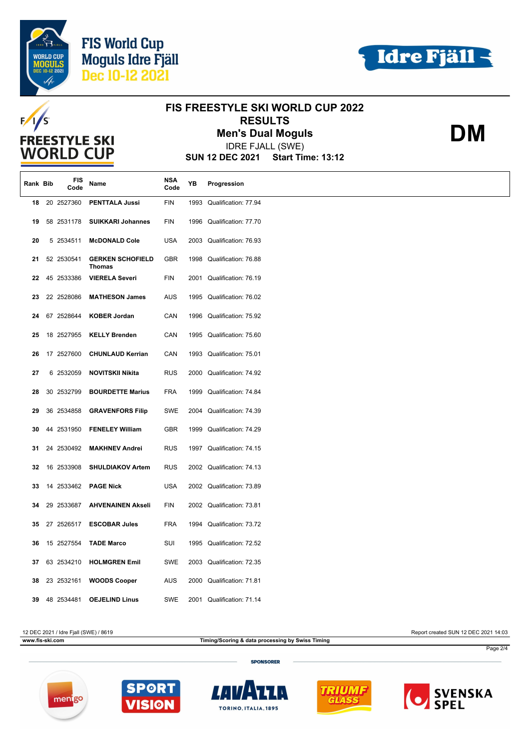# FIS FREESTYLE SKI WORLD CUP 2022

## RESULTS

### Men's Dual Moguls

IDRE FJALL (SWE)

**SUN 12 DEC 2021 Start Time: 13:12**

**DM**

| Rank | Bib | FIS Code | Name | NSA Code | YB | Progression |
|---|---|---|---|---|---|---|
| 18 | 20 | 2527360 | PENTTALA Jussi | FIN | 1993 | Qualification: 77.94 |
| 19 | 58 | 2531178 | SUIKKARI Johannes | FIN | 1996 | Qualification: 77.70 |
| 20 | 5 | 2534511 | McDONALD Cole | USA | 2003 | Qualification: 76.93 |
| 21 | 52 | 2530541 | GERKEN SCHOFIELD Thomas | GBR | 1998 | Qualification: 76.88 |
| 22 | 45 | 2533386 | VIERELA Severi | FIN | 2001 | Qualification: 76.19 |
| 23 | 22 | 2528086 | MATHESON James | AUS | 1995 | Qualification: 76.02 |
| 24 | 67 | 2528644 | KOBER Jordan | CAN | 1996 | Qualification: 75.92 |
| 25 | 18 | 2527955 | KELLY Brenden | CAN | 1995 | Qualification: 75.60 |
| 26 | 17 | 2527600 | CHUNLAUD Kerrian | CAN | 1993 | Qualification: 75.01 |
| 27 | 6 | 2532059 | NOVITSKII Nikita | RUS | 2000 | Qualification: 74.92 |
| 28 | 30 | 2532799 | BOURDETTE Marius | FRA | 1999 | Qualification: 74.84 |
| 29 | 36 | 2534858 | GRAVENFORS Filip | SWE | 2004 | Qualification: 74.39 |
| 30 | 44 | 2531950 | FENELEY William | GBR | 1999 | Qualification: 74.29 |
| 31 | 24 | 2530492 | MAKHNEV Andrei | RUS | 1997 | Qualification: 74.15 |
| 32 | 16 | 2533908 | SHULDIAKOV Artem | RUS | 2002 | Qualification: 74.13 |
| 33 | 14 | 2533462 | PAGE Nick | USA | 2002 | Qualification: 73.89 |
| 34 | 29 | 2533687 | AHVENAINEN Akseli | FIN | 2002 | Qualification: 73.81 |
| 35 | 27 | 2526517 | ESCOBAR Jules | FRA | 1994 | Qualification: 73.72 |
| 36 | 15 | 2527554 | TADE Marco | SUI | 1995 | Qualification: 72.52 |
| 37 | 63 | 2534210 | HOLMGREN Emil | SWE | 2003 | Qualification: 72.35 |
| 38 | 23 | 2532161 | WOODS Cooper | AUS | 2000 | Qualification: 71.81 |
| 39 | 48 | 2534481 | OEJELIND Linus | SWE | 2001 | Qualification: 71.14 |

12 DEC 2021 / Idre Fjall (SWE) / 8619 — Report created SUN 12 DEC 2021 14:03

www.fis-ski.com — Timing/Scoring & data processing by Swiss Timing

SPONSORER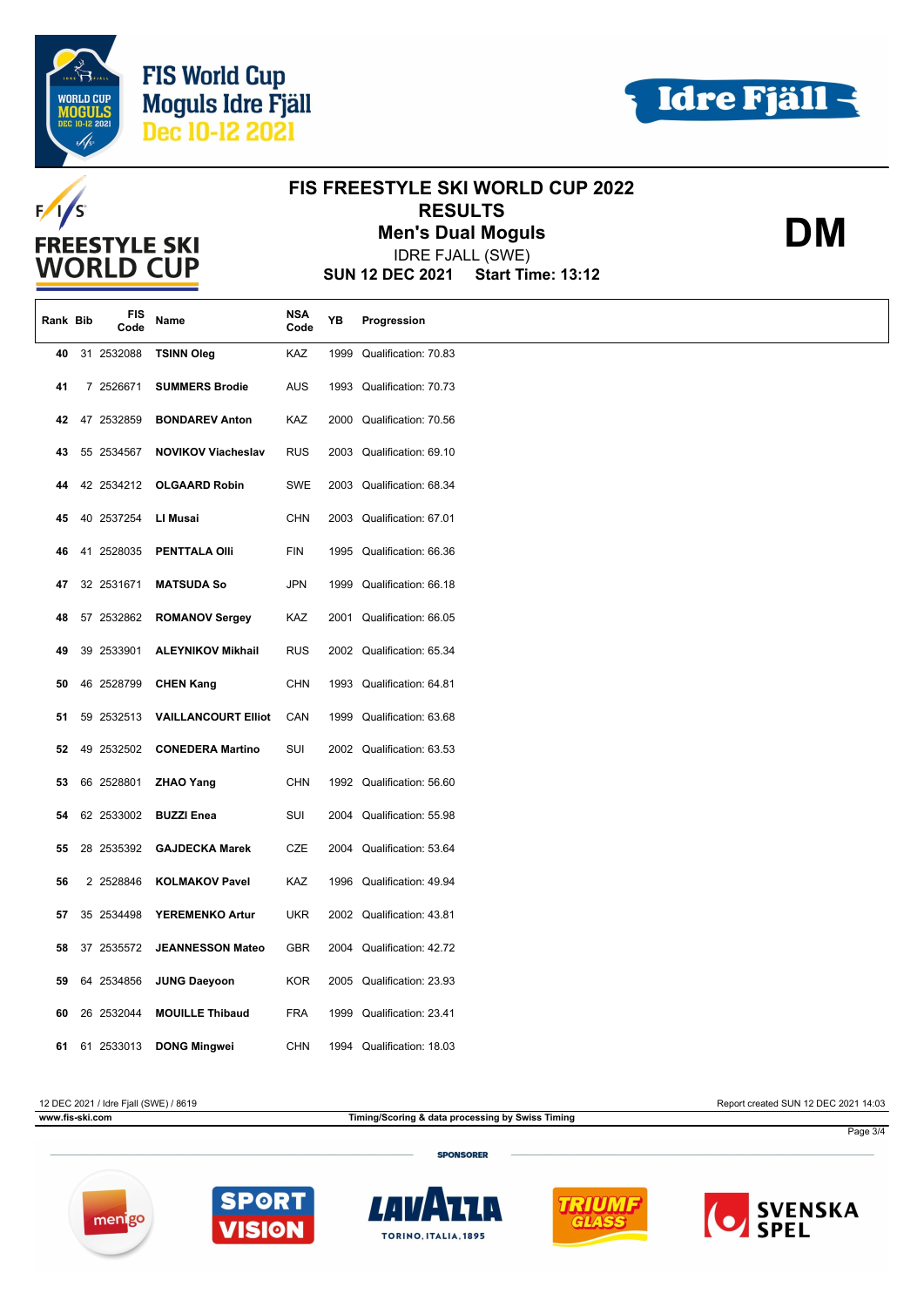# FIS FREESTYLE SKI WORLD CUP 2022

## RESULTS

## Men's Dual Moguls

IDRE FJALL (SWE)

**SUN 12 DEC 2021 Start Time: 13:12**

**DM**

| Rank | Bib | FIS Code | Name | NSA Code | YB | Progression |
|---|---|---|---|---|---|---|
| 40 | 31 | 2532088 | **TSINN Oleg** | KAZ | 1999 | Qualification: 70.83 |
| 41 | 7 | 2526671 | **SUMMERS Brodie** | AUS | 1993 | Qualification: 70.73 |
| 42 | 47 | 2532859 | **BONDAREV Anton** | KAZ | 2000 | Qualification: 70.56 |
| 43 | 55 | 2534567 | **NOVIKOV Viacheslav** | RUS | 2003 | Qualification: 69.10 |
| 44 | 42 | 2534212 | **OLGAARD Robin** | SWE | 2003 | Qualification: 68.34 |
| 45 | 40 | 2537254 | **LI Musai** | CHN | 2003 | Qualification: 67.01 |
| 46 | 41 | 2528035 | **PENTTALA Olli** | FIN | 1995 | Qualification: 66.36 |
| 47 | 32 | 2531671 | **MATSUDA So** | JPN | 1999 | Qualification: 66.18 |
| 48 | 57 | 2532862 | **ROMANOV Sergey** | KAZ | 2001 | Qualification: 66.05 |
| 49 | 39 | 2533901 | **ALEYNIKOV Mikhail** | RUS | 2002 | Qualification: 65.34 |
| 50 | 46 | 2528799 | **CHEN Kang** | CHN | 1993 | Qualification: 64.81 |
| 51 | 59 | 2532513 | **VAILLANCOURT Elliot** | CAN | 1999 | Qualification: 63.68 |
| 52 | 49 | 2532502 | **CONEDERA Martino** | SUI | 2002 | Qualification: 63.53 |
| 53 | 66 | 2528801 | **ZHAO Yang** | CHN | 1992 | Qualification: 56.60 |
| 54 | 62 | 2533002 | **BUZZI Enea** | SUI | 2004 | Qualification: 55.98 |
| 55 | 28 | 2535392 | **GAJDECKA Marek** | CZE | 2004 | Qualification: 53.64 |
| 56 | 2 | 2528846 | **KOLMAKOV Pavel** | KAZ | 1996 | Qualification: 49.94 |
| 57 | 35 | 2534498 | **YEREMENKO Artur** | UKR | 2002 | Qualification: 43.81 |
| 58 | 37 | 2535572 | **JEANNESSON Mateo** | GBR | 2004 | Qualification: 42.72 |
| 59 | 64 | 2534856 | **JUNG Daeyoon** | KOR | 2005 | Qualification: 23.93 |
| 60 | 26 | 2532044 | **MOUILLE Thibaud** | FRA | 1999 | Qualification: 23.41 |
| 61 | 61 | 2533013 | **DONG Mingwei** | CHN | 1994 | Qualification: 18.03 |

12 DEC 2021 / Idre Fjall (SWE) / 8619 — Report created SUN 12 DEC 2021 14:03

www.fis-ski.com — Timing/Scoring & data processing by Swiss Timing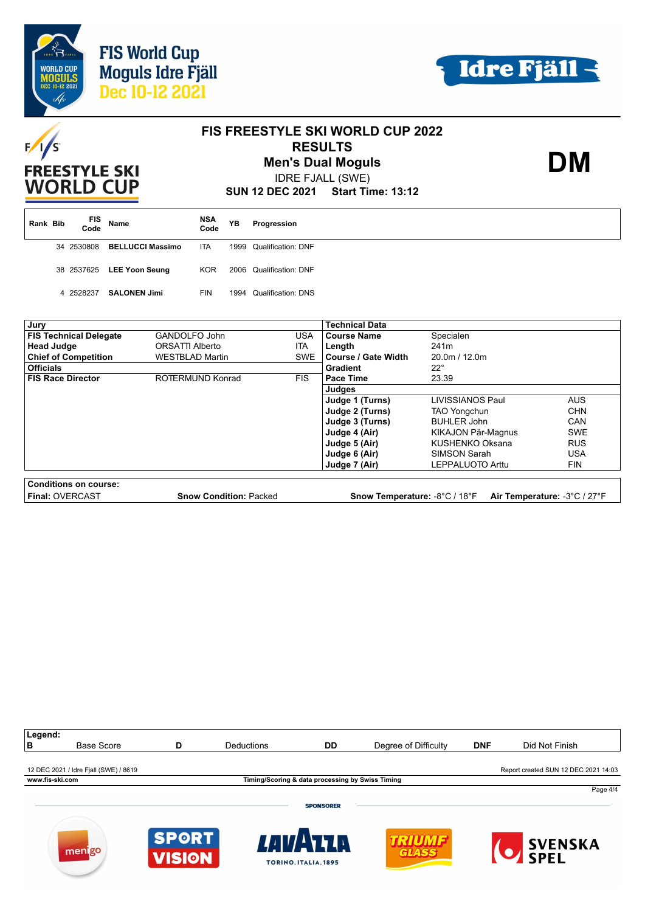# FIS FREESTYLE SKI WORLD CUP 2022

## RESULTS

### Men's Dual Moguls

IDRE FJALL (SWE)

**SUN 12 DEC 2021 Start Time: 13:12**

**DM**

| Rank | Bib | FIS Code | Name | NSA Code | YB | Progression |
|---|---|---|---|---|---|---|
| | 34 | 2530808 | **BELLUCCI Massimo** | ITA | 1999 | Qualification: DNF |
| | 38 | 2537625 | **LEE Yoon Seung** | KOR | 2006 | Qualification: DNF |
| | 4 | 2528237 | **SALONEN Jimi** | FIN | 1994 | Qualification: DNS |

| Jury | | |
|---|---|---|
| **FIS Technical Delegate** | GANDOLFO John | USA |
| **Head Judge** | ORSATTI Alberto | ITA |
| **Chief of Competition** | WESTBLAD Martin | SWE |
| **Officials** | | |
| **FIS Race Director** | ROTERMUND Konrad | FIS |

| Technical Data | | |
|---|---|---|
| **Course Name** | Specialen | |
| **Length** | 241m | |
| **Course / Gate Width** | 20.0m / 12.0m | |
| **Gradient** | 22° | |
| **Pace Time** | 23.39 | |
| **Judges** | | |
| **Judge 1 (Turns)** | LIVISSIANOS Paul | AUS |
| **Judge 2 (Turns)** | TAO Yongchun | CHN |
| **Judge 3 (Turns)** | BUHLER John | CAN |
| **Judge 4 (Air)** | KIKAJON Pär-Magnus | SWE |
| **Judge 5 (Air)** | KUSHENKO Oksana | RUS |
| **Judge 6 (Air)** | SIMSON Sarah | USA |
| **Judge 7 (Air)** | LEPPALUOTO Arttu | FIN |

**Conditions on course:**

**Final:** OVERCAST **Snow Condition:** Packed **Snow Temperature:** -8°C / 18°F **Air Temperature:** -3°C / 27°F

**Legend:**

| | | | | | | | |
|---|---|---|---|---|---|---|---|
| **B** | Base Score | **D** | Deductions | **DD** | Degree of Difficulty | **DNF** | Did Not Finish |

12 DEC 2021 / Idre Fjall (SWE) / 8619

Report created SUN 12 DEC 2021 14:03

www.fis-ski.com

Timing/Scoring & data processing by Swiss Timing

SPONSORER